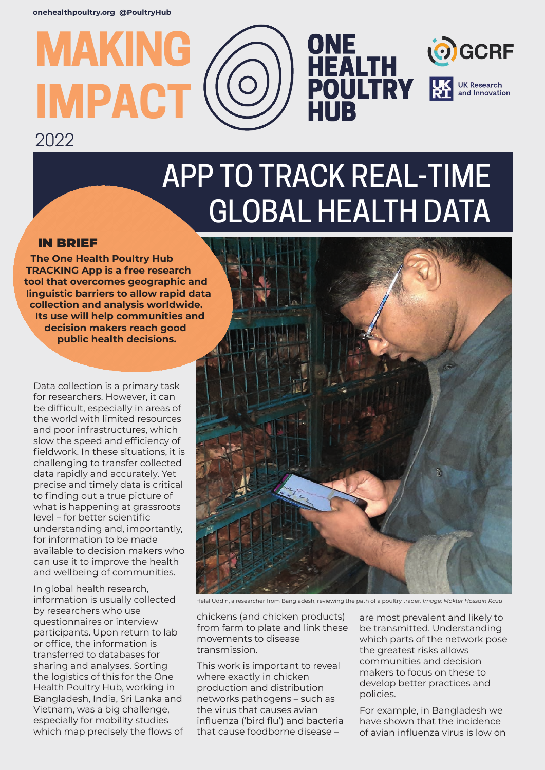onehealthpoultry.org @PoultryHub

# MAKING IMPACT

2022

ONE HEALTH POULTRY HUB

GCRF

UK Research and Innovation

# APP TO TRACK REAL-TIME GLOBAL HEALTH DATA

## IN BRIEF

**The One Health Poultry Hub TRACKING App is a free research tool that overcomes geographic and linguistic barriers to allow rapid data collection and analysis worldwide. Its use will help communities and decision makers reach good public health decisions.**

Data collection is a primary task for researchers. However, it can be difficult, especially in areas of the world with limited resources and poor infrastructures, which slow the speed and efficiency of fieldwork. In these situations, it is challenging to transfer collected data rapidly and accurately. Yet precise and timely data is critical to finding out a true picture of what is happening at grassroots level – for better scientific understanding and, importantly, for information to be made available to decision makers who can use it to improve the health and wellbeing of communities.

In global health research, information is usually collected by researchers who use questionnaires or interview participants. Upon return to lab or office, the information is transferred to databases for sharing and analyses. Sorting the logistics of this for the One Health Poultry Hub, working in Bangladesh, India, Sri Lanka and Vietnam, was a big challenge, especially for mobility studies which map precisely the flows of chickens (and chicken products) from farm to plate and link these movements to disease transmission.

Helal Uddin, a researcher from Bangladesh, reviewing the path of a poultry trader. *Image: Mokter Hossain Razu*

This work is important to reveal where exactly in chicken production and distribution networks pathogens – such as the virus that causes avian influenza ('bird flu') and bacteria that cause foodborne disease – are most prevalent and likely to be transmitted. Understanding which parts of the network pose the greatest risks allows communities and decision makers to focus on these to develop better practices and policies.

For example, in Bangladesh we have shown that the incidence of avian influenza virus is low on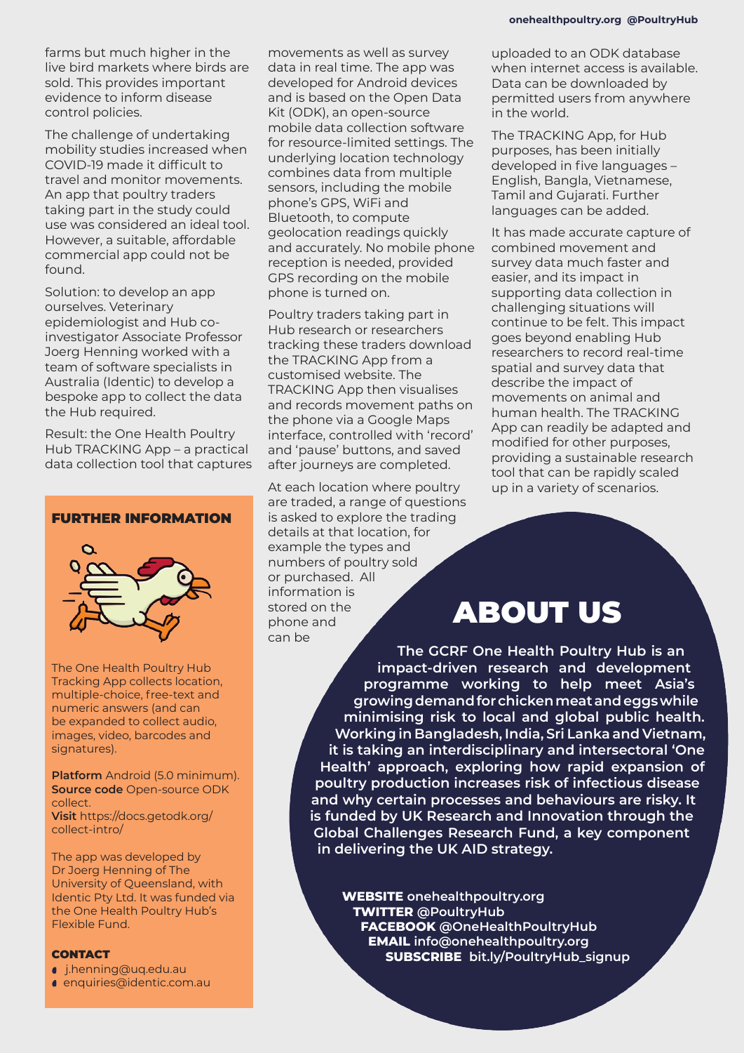farms but much higher in the live bird markets where birds are sold. This provides important evidence to inform disease control policies.

The challenge of undertaking mobility studies increased when COVID-19 made it difficult to travel and monitor movements. An app that poultry traders taking part in the study could use was considered an ideal tool. However, a suitable, affordable commercial app could not be found.

Solution: to develop an app ourselves. Veterinary epidemiologist and Hub co-investigator Associate Professor Joerg Henning worked with a team of software specialists in Australia (Identic) to develop a bespoke app to collect the data the Hub required.

Result: the One Health Poultry Hub TRACKING App – a practical data collection tool that captures movements as well as survey data in real time. The app was developed for Android devices and is based on the Open Data Kit (ODK), an open-source mobile data collection software for resource-limited settings. The underlying location technology combines data from multiple sensors, including the mobile phone's GPS, WiFi and Bluetooth, to compute geolocation readings quickly and accurately. No mobile phone reception is needed, provided GPS recording on the mobile phone is turned on.

Poultry traders taking part in Hub research or researchers tracking these traders download the TRACKING App from a customised website. The TRACKING App then visualises and records movement paths on the phone via a Google Maps interface, controlled with 'record' and 'pause' buttons, and saved after journeys are completed.

At each location where poultry are traded, a range of questions is asked to explore the trading details at that location, for example the types and numbers of poultry sold or purchased. All information is stored on the phone and can be uploaded to an ODK database when internet access is available. Data can be downloaded by permitted users from anywhere in the world.

The TRACKING App, for Hub purposes, has been initially developed in five languages – English, Bangla, Vietnamese, Tamil and Gujarati. Further languages can be added.

It has made accurate capture of combined movement and survey data much faster and easier, and its impact in supporting data collection in challenging situations will continue to be felt. This impact goes beyond enabling Hub researchers to record real-time spatial and survey data that describe the impact of movements on animal and human health. The TRACKING App can readily be adapted and modified for other purposes, providing a sustainable research tool that can be rapidly scaled up in a variety of scenarios.

## FURTHER INFORMATION

The One Health Poultry Hub Tracking App collects location, multiple-choice, free-text and numeric answers (and can be expanded to collect audio, images, video, barcodes and signatures).

**Platform** Android (5.0 minimum).
**Source code** Open-source ODK collect.
**Visit** https://docs.getodk.org/collect-intro/

The app was developed by Dr Joerg Henning of The University of Queensland, with Identic Pty Ltd. It was funded via the One Health Poultry Hub's Flexible Fund.

### CONTACT

- j.henning@uq.edu.au
- enquiries@identic.com.au

# ABOUT US

**The GCRF One Health Poultry Hub is an impact-driven research and development programme working to help meet Asia's growing demand for chicken meat and eggs while minimising risk to local and global public health. Working in Bangladesh, India, Sri Lanka and Vietnam, it is taking an interdisciplinary and intersectoral 'One Health' approach, exploring how rapid expansion of poultry production increases risk of infectious disease and why certain processes and behaviours are risky. It is funded by UK Research and Innovation through the Global Challenges Research Fund, a key component in delivering the UK AID strategy.**

**WEBSITE** onehealthpoultry.org
**TWITTER** @PoultryHub
**FACEBOOK** @OneHealthPoultryHub
**EMAIL** info@onehealthpoultry.org
**SUBSCRIBE** bit.ly/PoultryHub_signup